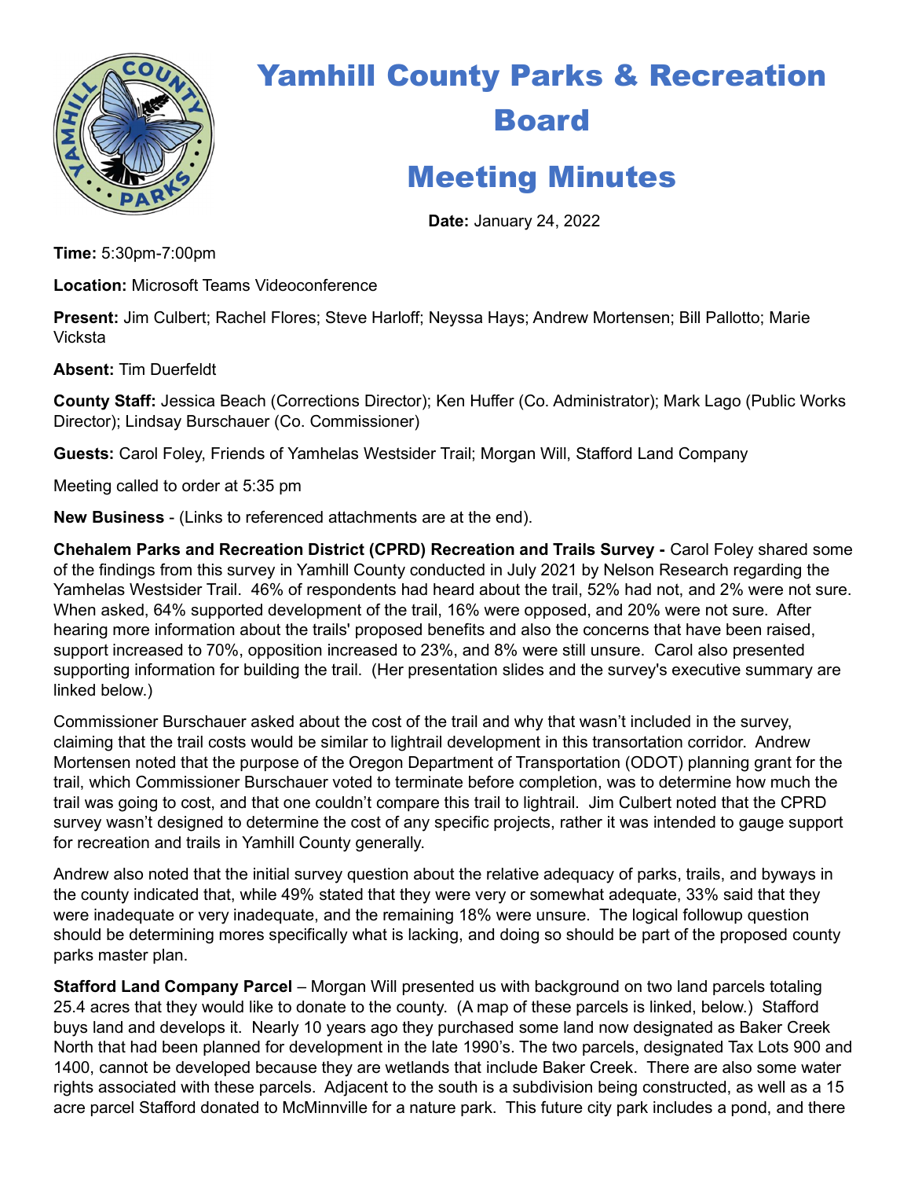# Yamhill County Parks & Recreation Board

# Meeting Minutes

**Date:** January 24, 2022

**Time:** 5:30pm-7:00pm

**Location:** Microsoft Teams Videoconference

**Present:** Jim Culbert; Rachel Flores; Steve Harloff; Neyssa Hays; Andrew Mortensen; Bill Pallotto; Marie Vicksta

**Absent:** Tim Duerfeldt

**County Staff:** Jessica Beach (Corrections Director); Ken Huffer (Co. Administrator); Mark Lago (Public Works Director); Lindsay Burschauer (Co. Commissioner)

**Guests:** Carol Foley, Friends of Yamhelas Westsider Trail; Morgan Will, Stafford Land Company

Meeting called to order at 5:35 pm

**New Business** - (Links to referenced attachments are at the end).

**Chehalem Parks and Recreation District (CPRD) Recreation and Trails Survey -** Carol Foley shared some of the findings from this survey in Yamhill County conducted in July 2021 by Nelson Research regarding the Yamhelas Westsider Trail. 46% of respondents had heard about the trail, 52% had not, and 2% were not sure. When asked, 64% supported development of the trail, 16% were opposed, and 20% were not sure. After hearing more information about the trails' proposed benefits and also the concerns that have been raised, support increased to 70%, opposition increased to 23%, and 8% were still unsure. Carol also presented supporting information for building the trail. (Her presentation slides and the survey's executive summary are linked below.)

Commissioner Burschauer asked about the cost of the trail and why that wasn't included in the survey, claiming that the trail costs would be similar to lightrail development in this transortation corridor. Andrew Mortensen noted that the purpose of the Oregon Department of Transportation (ODOT) planning grant for the trail, which Commissioner Burschauer voted to terminate before completion, was to determine how much the trail was going to cost, and that one couldn't compare this trail to lightrail. Jim Culbert noted that the CPRD survey wasn't designed to determine the cost of any specific projects, rather it was intended to gauge support for recreation and trails in Yamhill County generally.

Andrew also noted that the initial survey question about the relative adequacy of parks, trails, and byways in the county indicated that, while 49% stated that they were very or somewhat adequate, 33% said that they were inadequate or very inadequate, and the remaining 18% were unsure. The logical followup question should be determining mores specifically what is lacking, and doing so should be part of the proposed county parks master plan.

**Stafford Land Company Parcel** – Morgan Will presented us with background on two land parcels totaling 25.4 acres that they would like to donate to the county. (A map of these parcels is linked, below.) Stafford buys land and develops it. Nearly 10 years ago they purchased some land now designated as Baker Creek North that had been planned for development in the late 1990's. The two parcels, designated Tax Lots 900 and 1400, cannot be developed because they are wetlands that include Baker Creek. There are also some water rights associated with these parcels. Adjacent to the south is a subdivision being constructed, as well as a 15 acre parcel Stafford donated to McMinnville for a nature park. This future city park includes a pond, and there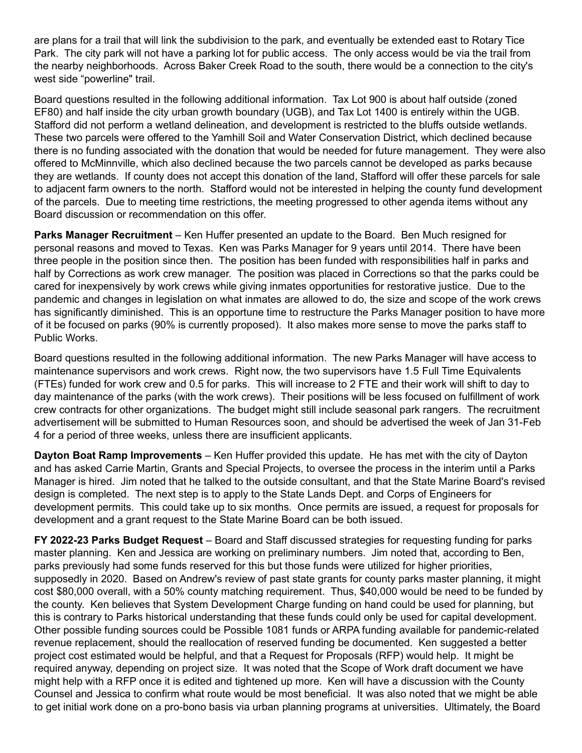are plans for a trail that will link the subdivision to the park, and eventually be extended east to Rotary Tice Park. The city park will not have a parking lot for public access. The only access would be via the trail from the nearby neighborhoods. Across Baker Creek Road to the south, there would be a connection to the city's west side "powerline" trail.

Board questions resulted in the following additional information. Tax Lot 900 is about half outside (zoned EF80) and half inside the city urban growth boundary (UGB), and Tax Lot 1400 is entirely within the UGB. Stafford did not perform a wetland delineation, and development is restricted to the bluffs outside wetlands. These two parcels were offered to the Yamhill Soil and Water Conservation District, which declined because there is no funding associated with the donation that would be needed for future management. They were also offered to McMinnville, which also declined because the two parcels cannot be developed as parks because they are wetlands. If county does not accept this donation of the land, Stafford will offer these parcels for sale to adjacent farm owners to the north. Stafford would not be interested in helping the county fund development of the parcels. Due to meeting time restrictions, the meeting progressed to other agenda items without any Board discussion or recommendation on this offer.

**Parks Manager Recruitment** – Ken Huffer presented an update to the Board. Ben Much resigned for personal reasons and moved to Texas. Ken was Parks Manager for 9 years until 2014. There have been three people in the position since then. The position has been funded with responsibilities half in parks and half by Corrections as work crew manager. The position was placed in Corrections so that the parks could be cared for inexpensively by work crews while giving inmates opportunities for restorative justice. Due to the pandemic and changes in legislation on what inmates are allowed to do, the size and scope of the work crews has significantly diminished. This is an opportune time to restructure the Parks Manager position to have more of it be focused on parks (90% is currently proposed). It also makes more sense to move the parks staff to Public Works.

Board questions resulted in the following additional information. The new Parks Manager will have access to maintenance supervisors and work crews. Right now, the two supervisors have 1.5 Full Time Equivalents (FTEs) funded for work crew and 0.5 for parks. This will increase to 2 FTE and their work will shift to day to day maintenance of the parks (with the work crews). Their positions will be less focused on fulfillment of work crew contracts for other organizations. The budget might still include seasonal park rangers. The recruitment advertisement will be submitted to Human Resources soon, and should be advertised the week of Jan 31-Feb 4 for a period of three weeks, unless there are insufficient applicants.

**Dayton Boat Ramp Improvements** – Ken Huffer provided this update. He has met with the city of Dayton and has asked Carrie Martin, Grants and Special Projects, to oversee the process in the interim until a Parks Manager is hired. Jim noted that he talked to the outside consultant, and that the State Marine Board's revised design is completed. The next step is to apply to the State Lands Dept. and Corps of Engineers for development permits. This could take up to six months. Once permits are issued, a request for proposals for development and a grant request to the State Marine Board can be both issued.

**FY 2022-23 Parks Budget Request** – Board and Staff discussed strategies for requesting funding for parks master planning. Ken and Jessica are working on preliminary numbers. Jim noted that, according to Ben, parks previously had some funds reserved for this but those funds were utilized for higher priorities, supposedly in 2020. Based on Andrew's review of past state grants for county parks master planning, it might cost $80,000 overall, with a 50% county matching requirement. Thus, $40,000 would be need to be funded by the county. Ken believes that System Development Charge funding on hand could be used for planning, but this is contrary to Parks historical understanding that these funds could only be used for capital development. Other possible funding sources could be Possible 1081 funds or ARPA funding available for pandemic-related revenue replacement, should the reallocation of reserved funding be documented. Ken suggested a better project cost estimated would be helpful, and that a Request for Proposals (RFP) would help. It might be required anyway, depending on project size. It was noted that the Scope of Work draft document we have might help with a RFP once it is edited and tightened up more. Ken will have a discussion with the County Counsel and Jessica to confirm what route would be most beneficial. It was also noted that we might be able to get initial work done on a pro-bono basis via urban planning programs at universities. Ultimately, the Board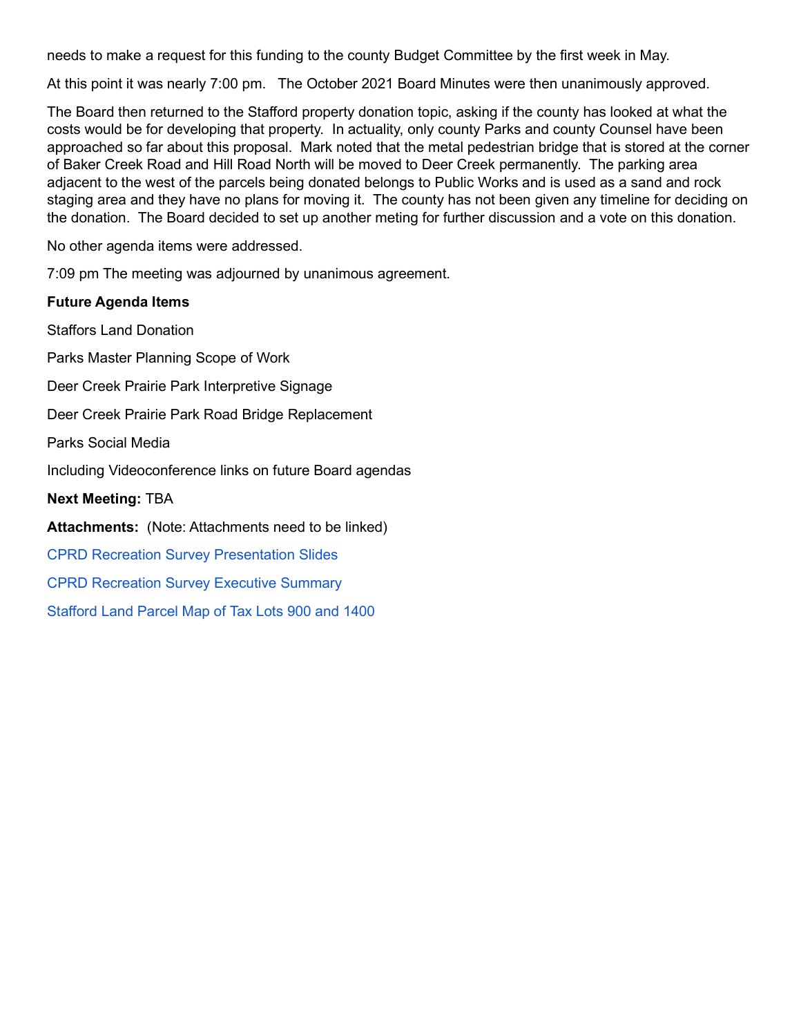needs to make a request for this funding to the county Budget Committee by the first week in May.

At this point it was nearly 7:00 pm. The October 2021 Board Minutes were then unanimously approved.

The Board then returned to the Stafford property donation topic, asking if the county has looked at what the costs would be for developing that property. In actuality, only county Parks and county Counsel have been approached so far about this proposal. Mark noted that the metal pedestrian bridge that is stored at the corner of Baker Creek Road and Hill Road North will be moved to Deer Creek permanently. The parking area adjacent to the west of the parcels being donated belongs to Public Works and is used as a sand and rock staging area and they have no plans for moving it. The county has not been given any timeline for deciding on the donation. The Board decided to set up another meting for further discussion and a vote on this donation.

No other agenda items were addressed.

7:09 pm The meeting was adjourned by unanimous agreement.

**Future Agenda Items**

Staffors Land Donation

Parks Master Planning Scope of Work

Deer Creek Prairie Park Interpretive Signage

Deer Creek Prairie Park Road Bridge Replacement

Parks Social Media

Including Videoconference links on future Board agendas

**Next Meeting:** TBA

**Attachments:** (Note: Attachments need to be linked)

CPRD Recreation Survey Presentation Slides

CPRD Recreation Survey Executive Summary

Stafford Land Parcel Map of Tax Lots 900 and 1400